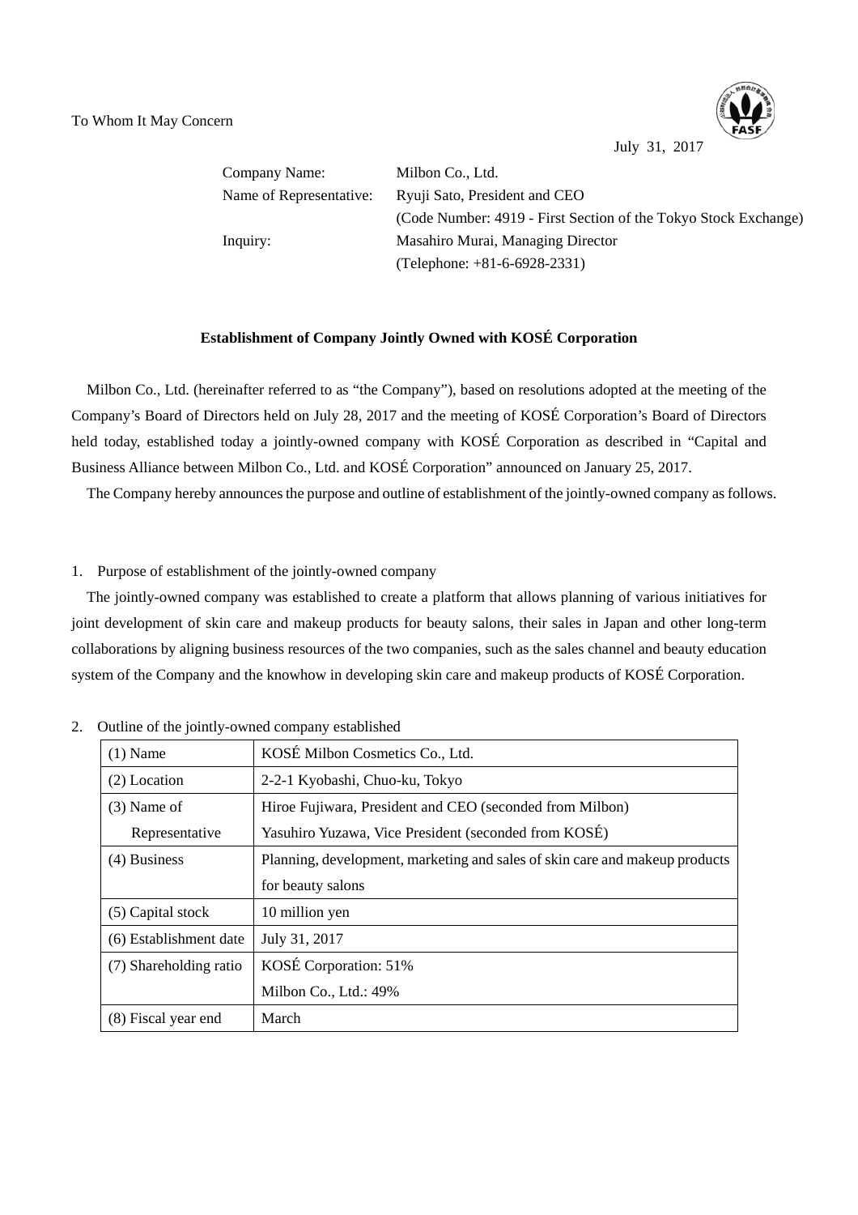To Whom It May Concern

July 31, 2017

| | |
|---|---|
| Company Name: | Milbon Co., Ltd. |
| Name of Representative: | Ryuji Sato, President and CEO |
| | (Code Number: 4919 - First Section of the Tokyo Stock Exchange) |
| Inquiry: | Masahiro Murai, Managing Director |
| | (Telephone: +81-6-6928-2331) |

**Establishment of Company Jointly Owned with KOSÉ Corporation**

Milbon Co., Ltd. (hereinafter referred to as "the Company"), based on resolutions adopted at the meeting of the Company's Board of Directors held on July 28, 2017 and the meeting of KOSÉ Corporation's Board of Directors held today, established today a jointly-owned company with KOSÉ Corporation as described in "Capital and Business Alliance between Milbon Co., Ltd. and KOSÉ Corporation" announced on January 25, 2017.

The Company hereby announces the purpose and outline of establishment of the jointly-owned company as follows.

1. Purpose of establishment of the jointly-owned company

The jointly-owned company was established to create a platform that allows planning of various initiatives for joint development of skin care and makeup products for beauty salons, their sales in Japan and other long-term collaborations by aligning business resources of the two companies, such as the sales channel and beauty education system of the Company and the knowhow in developing skin care and makeup products of KOSÉ Corporation.

2. Outline of the jointly-owned company established

| | |
|---|---|
| (1) Name | KOSÉ Milbon Cosmetics Co., Ltd. |
| (2) Location | 2-2-1 Kyobashi, Chuo-ku, Tokyo |
| (3) Name of Representative | Hiroe Fujiwara, President and CEO (seconded from Milbon)<br>Yasuhiro Yuzawa, Vice President (seconded from KOSÉ) |
| (4) Business | Planning, development, marketing and sales of skin care and makeup products for beauty salons |
| (5) Capital stock | 10 million yen |
| (6) Establishment date | July 31, 2017 |
| (7) Shareholding ratio | KOSÉ Corporation: 51%<br>Milbon Co., Ltd.: 49% |
| (8) Fiscal year end | March |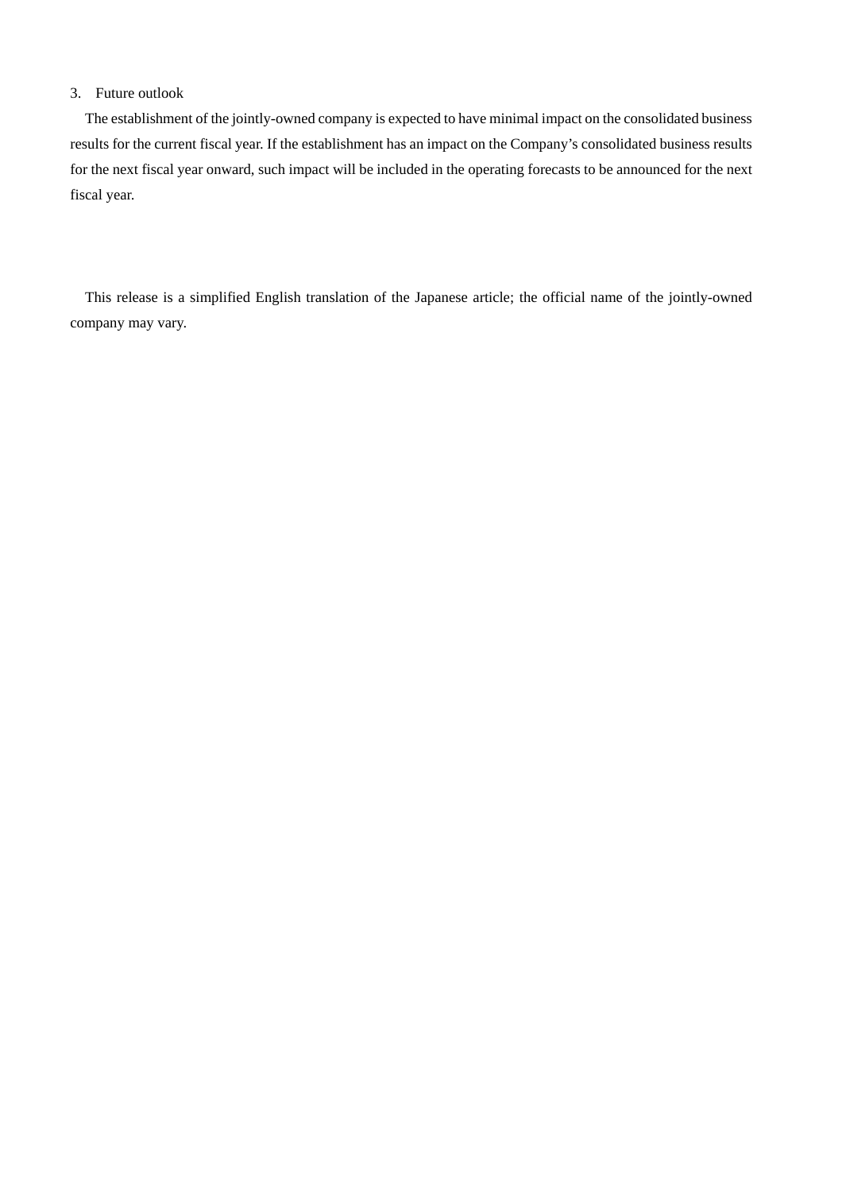3. Future outlook

The establishment of the jointly-owned company is expected to have minimal impact on the consolidated business results for the current fiscal year. If the establishment has an impact on the Company's consolidated business results for the next fiscal year onward, such impact will be included in the operating forecasts to be announced for the next fiscal year.

This release is a simplified English translation of the Japanese article; the official name of the jointly-owned company may vary.